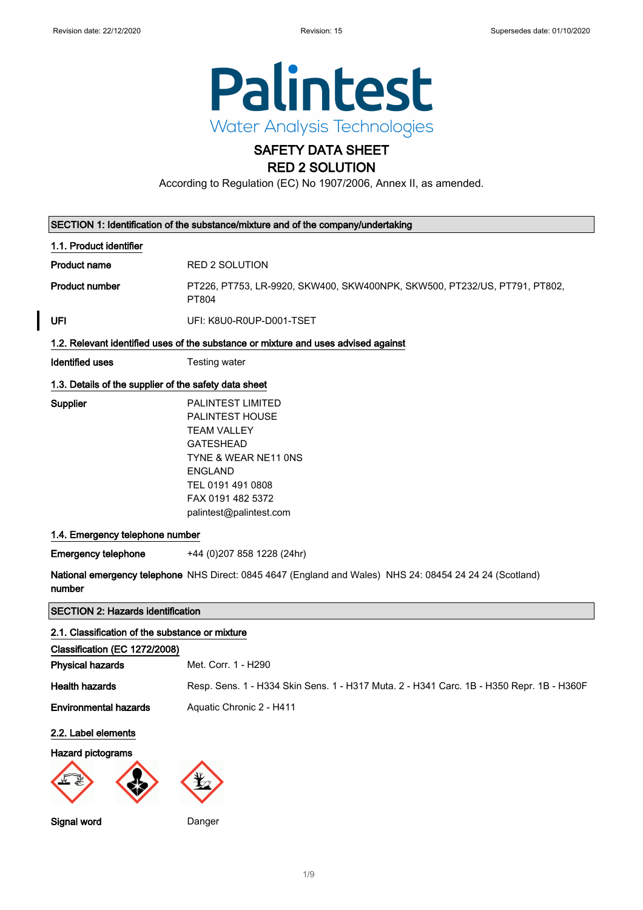Revision date: 22/12/2020 Revision: 15 Supersedes date: 01/10/2020

# Palintest
Water Analysis Technologies

# SAFETY DATA SHEET
# RED 2 SOLUTION

According to Regulation (EC) No 1907/2006, Annex II, as amended.

## SECTION 1: Identification of the substance/mixture and of the company/undertaking

### 1.1. Product identifier

**Product name** RED 2 SOLUTION

**Product number** PT226, PT753, LR-9920, SKW400, SKW400NPK, SKW500, PT232/US, PT791, PT802, PT804

**UFI** UFI: K8U0-R0UP-D001-TSET

### 1.2. Relevant identified uses of the substance or mixture and uses advised against

**Identified uses** Testing water

### 1.3. Details of the supplier of the safety data sheet

**Supplier**
PALINTEST LIMITED
PALINTEST HOUSE
TEAM VALLEY
GATESHEAD
TYNE & WEAR NE11 0NS
ENGLAND
TEL 0191 491 0808
FAX 0191 482 5372
palintest@palintest.com

### 1.4. Emergency telephone number

**Emergency telephone** +44 (0)207 858 1228 (24hr)

**National emergency telephone number** NHS Direct: 0845 4647 (England and Wales) NHS 24: 08454 24 24 24 (Scotland)

## SECTION 2: Hazards identification

### 2.1. Classification of the substance or mixture

**Classification (EC 1272/2008)**

**Physical hazards** Met. Corr. 1 - H290

**Health hazards** Resp. Sens. 1 - H334 Skin Sens. 1 - H317 Muta. 2 - H341 Carc. 1B - H350 Repr. 1B - H360F

**Environmental hazards** Aquatic Chronic 2 - H411

### 2.2. Label elements

**Hazard pictograms**

**Signal word** Danger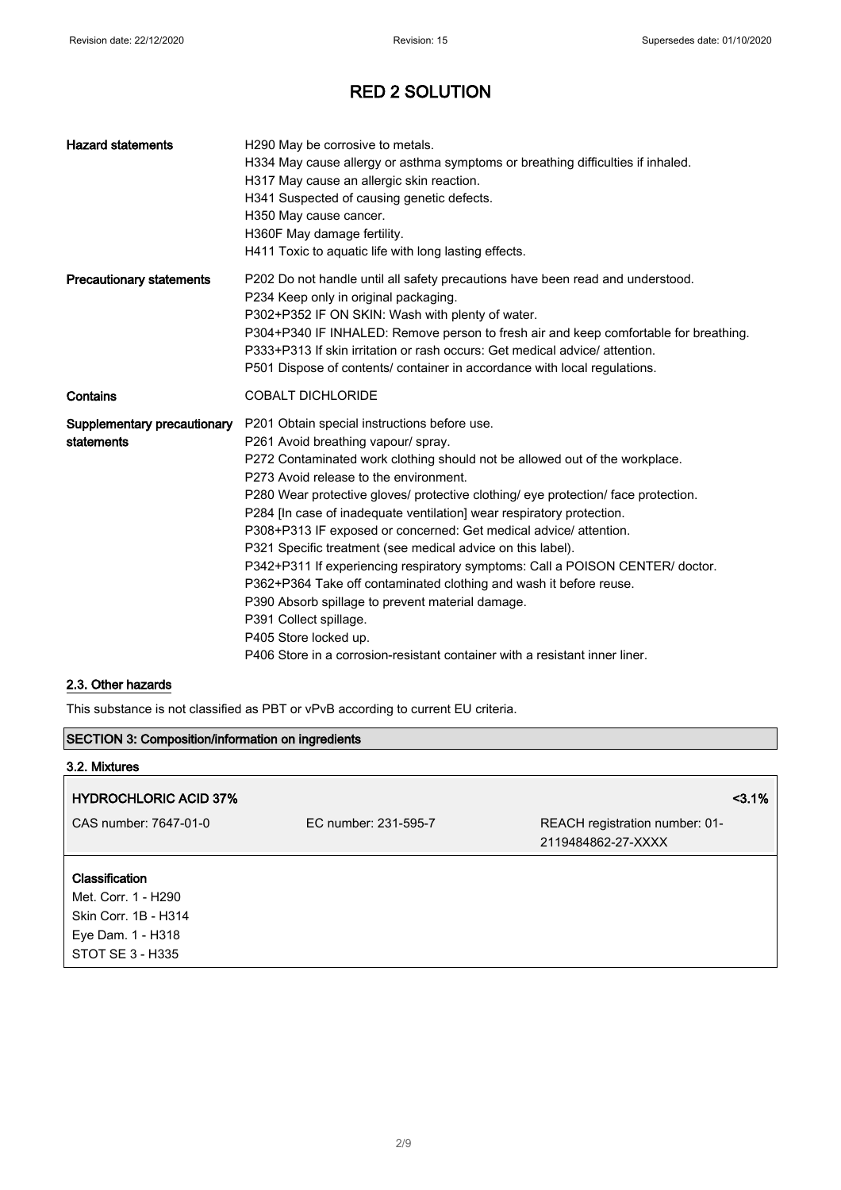# RED 2 SOLUTION

| | |
|---|---|
| **Hazard statements** | H290 May be corrosive to metals.<br>H334 May cause allergy or asthma symptoms or breathing difficulties if inhaled.<br>H317 May cause an allergic skin reaction.<br>H341 Suspected of causing genetic defects.<br>H350 May cause cancer.<br>H360F May damage fertility.<br>H411 Toxic to aquatic life with long lasting effects. |
| **Precautionary statements** | P202 Do not handle until all safety precautions have been read and understood.<br>P234 Keep only in original packaging.<br>P302+P352 IF ON SKIN: Wash with plenty of water.<br>P304+P340 IF INHALED: Remove person to fresh air and keep comfortable for breathing.<br>P333+P313 If skin irritation or rash occurs: Get medical advice/ attention.<br>P501 Dispose of contents/ container in accordance with local regulations. |
| **Contains** | COBALT DICHLORIDE |
| **Supplementary precautionary statements** | P201 Obtain special instructions before use.<br>P261 Avoid breathing vapour/ spray.<br>P272 Contaminated work clothing should not be allowed out of the workplace.<br>P273 Avoid release to the environment.<br>P280 Wear protective gloves/ protective clothing/ eye protection/ face protection.<br>P284 [In case of inadequate ventilation] wear respiratory protection.<br>P308+P313 IF exposed or concerned: Get medical advice/ attention.<br>P321 Specific treatment (see medical advice on this label).<br>P342+P311 If experiencing respiratory symptoms: Call a POISON CENTER/ doctor.<br>P362+P364 Take off contaminated clothing and wash it before reuse.<br>P390 Absorb spillage to prevent material damage.<br>P391 Collect spillage.<br>P405 Store locked up.<br>P406 Store in a corrosion-resistant container with a resistant inner liner. |

## 2.3. Other hazards

This substance is not classified as PBT or vPvB according to current EU criteria.

## SECTION 3: Composition/information on ingredients

### 3.2. Mixtures

| **HYDROCHLORIC ACID 37%** | | **<3.1%** |
|---|---|---|
| CAS number: 7647-01-0 | EC number: 231-595-7 | REACH registration number: 01-2119484862-27-XXXX |

**Classification**
Met. Corr. 1 - H290
Skin Corr. 1B - H314
Eye Dam. 1 - H318
STOT SE 3 - H335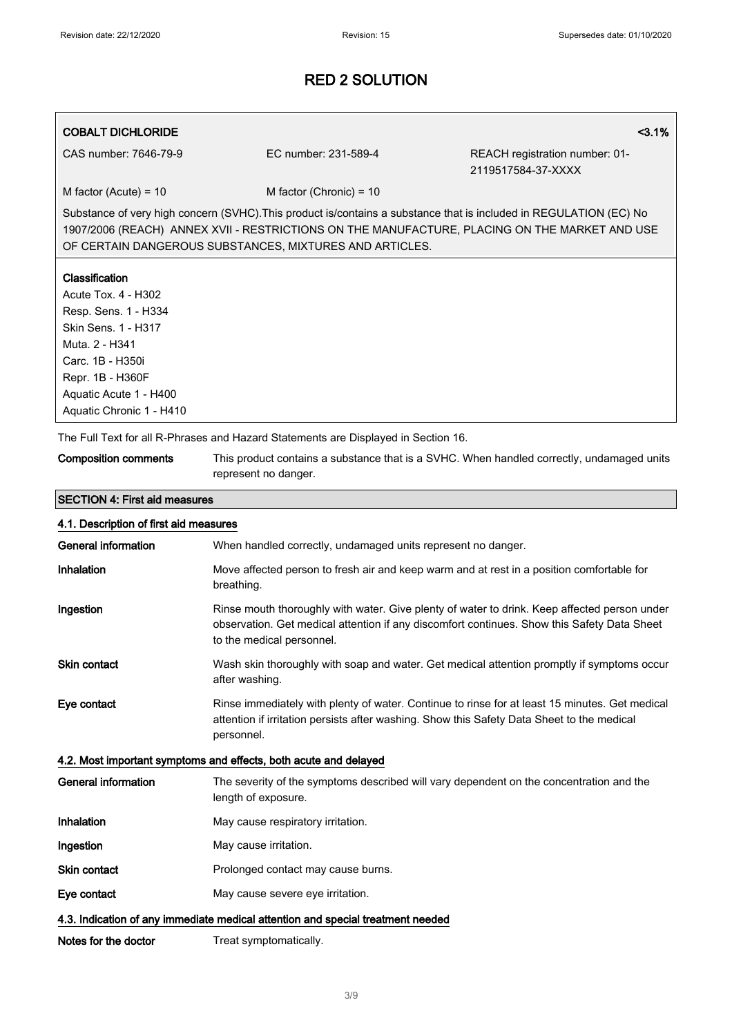# RED 2 SOLUTION

**COBALT DICHLORIDE** <3.1%

CAS number: 7646-79-9 EC number: 231-589-4 REACH registration number: 01-2119517584-37-XXXX

M factor (Acute) = 10 M factor (Chronic) = 10

Substance of very high concern (SVHC).This product is/contains a substance that is included in REGULATION (EC) No 1907/2006 (REACH) ANNEX XVII - RESTRICTIONS ON THE MANUFACTURE, PLACING ON THE MARKET AND USE OF CERTAIN DANGEROUS SUBSTANCES, MIXTURES AND ARTICLES.

**Classification**

Acute Tox. 4 - H302
Resp. Sens. 1 - H334
Skin Sens. 1 - H317
Muta. 2 - H341
Carc. 1B - H350i
Repr. 1B - H360F
Aquatic Acute 1 - H400
Aquatic Chronic 1 - H410

The Full Text for all R-Phrases and Hazard Statements are Displayed in Section 16.

**Composition comments** This product contains a substance that is a SVHC. When handled correctly, undamaged units represent no danger.

## SECTION 4: First aid measures

### 4.1. Description of first aid measures

**General information** When handled correctly, undamaged units represent no danger.

**Inhalation** Move affected person to fresh air and keep warm and at rest in a position comfortable for breathing.

**Ingestion** Rinse mouth thoroughly with water. Give plenty of water to drink. Keep affected person under observation. Get medical attention if any discomfort continues. Show this Safety Data Sheet to the medical personnel.

**Skin contact** Wash skin thoroughly with soap and water. Get medical attention promptly if symptoms occur after washing.

**Eye contact** Rinse immediately with plenty of water. Continue to rinse for at least 15 minutes. Get medical attention if irritation persists after washing. Show this Safety Data Sheet to the medical personnel.

### 4.2. Most important symptoms and effects, both acute and delayed

**General information** The severity of the symptoms described will vary dependent on the concentration and the length of exposure.

**Inhalation** May cause respiratory irritation.

**Ingestion** May cause irritation.

**Skin contact** Prolonged contact may cause burns.

**Eye contact** May cause severe eye irritation.

### 4.3. Indication of any immediate medical attention and special treatment needed

**Notes for the doctor** Treat symptomatically.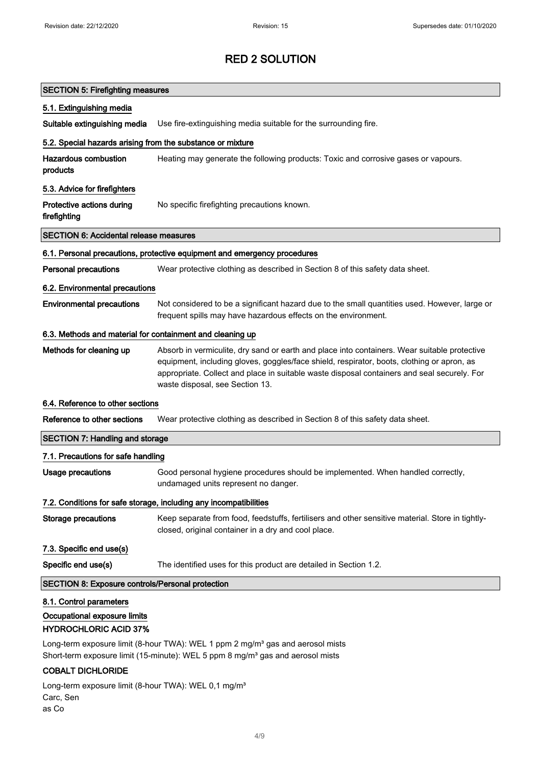# RED 2 SOLUTION

## SECTION 5: Firefighting measures

### 5.1. Extinguishing media

**Suitable extinguishing media** Use fire-extinguishing media suitable for the surrounding fire.

### 5.2. Special hazards arising from the substance or mixture

**Hazardous combustion products** Heating may generate the following products: Toxic and corrosive gases or vapours.

### 5.3. Advice for firefighters

**Protective actions during firefighting** No specific firefighting precautions known.

## SECTION 6: Accidental release measures

### 6.1. Personal precautions, protective equipment and emergency procedures

**Personal precautions** Wear protective clothing as described in Section 8 of this safety data sheet.

### 6.2. Environmental precautions

**Environmental precautions** Not considered to be a significant hazard due to the small quantities used. However, large or frequent spills may have hazardous effects on the environment.

### 6.3. Methods and material for containment and cleaning up

**Methods for cleaning up** Absorb in vermiculite, dry sand or earth and place into containers. Wear suitable protective equipment, including gloves, goggles/face shield, respirator, boots, clothing or apron, as appropriate. Collect and place in suitable waste disposal containers and seal securely. For waste disposal, see Section 13.

### 6.4. Reference to other sections

**Reference to other sections** Wear protective clothing as described in Section 8 of this safety data sheet.

## SECTION 7: Handling and storage

### 7.1. Precautions for safe handling

**Usage precautions** Good personal hygiene procedures should be implemented. When handled correctly, undamaged units represent no danger.

### 7.2. Conditions for safe storage, including any incompatibilities

**Storage precautions** Keep separate from food, feedstuffs, fertilisers and other sensitive material. Store in tightly-closed, original container in a dry and cool place.

### 7.3. Specific end use(s)

**Specific end use(s)** The identified uses for this product are detailed in Section 1.2.

## SECTION 8: Exposure controls/Personal protection

### 8.1. Control parameters

**Occupational exposure limits**

**HYDROCHLORIC ACID 37%**

Long-term exposure limit (8-hour TWA): WEL 1 ppm 2 mg/m³ gas and aerosol mists
Short-term exposure limit (15-minute): WEL 5 ppm 8 mg/m³ gas and aerosol mists

**COBALT DICHLORIDE**

Long-term exposure limit (8-hour TWA): WEL 0,1 mg/m³
Carc, Sen
as Co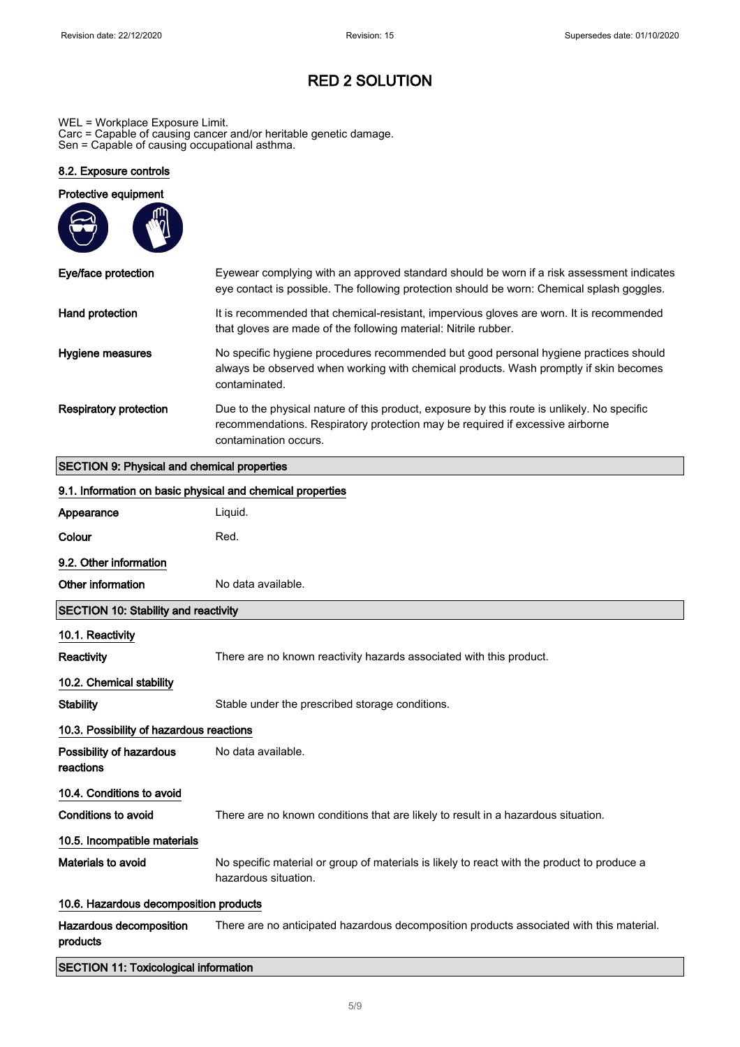# RED 2 SOLUTION

WEL = Workplace Exposure Limit.
Carc = Capable of causing cancer and/or heritable genetic damage.
Sen = Capable of causing occupational asthma.

### 8.2. Exposure controls

**Protective equipment**

| | |
|---|---|
| **Eye/face protection** | Eyewear complying with an approved standard should be worn if a risk assessment indicates eye contact is possible. The following protection should be worn: Chemical splash goggles. |
| **Hand protection** | It is recommended that chemical-resistant, impervious gloves are worn. It is recommended that gloves are made of the following material: Nitrile rubber. |
| **Hygiene measures** | No specific hygiene procedures recommended but good personal hygiene practices should always be observed when working with chemical products. Wash promptly if skin becomes contaminated. |
| **Respiratory protection** | Due to the physical nature of this product, exposure by this route is unlikely. No specific recommendations. Respiratory protection may be required if excessive airborne contamination occurs. |

## SECTION 9: Physical and chemical properties

### 9.1. Information on basic physical and chemical properties

| | |
|---|---|
| **Appearance** | Liquid. |
| **Colour** | Red. |

### 9.2. Other information

| | |
|---|---|
| **Other information** | No data available. |

## SECTION 10: Stability and reactivity

### 10.1. Reactivity

| | |
|---|---|
| **Reactivity** | There are no known reactivity hazards associated with this product. |

### 10.2. Chemical stability

| | |
|---|---|
| **Stability** | Stable under the prescribed storage conditions. |

### 10.3. Possibility of hazardous reactions

| | |
|---|---|
| **Possibility of hazardous reactions** | No data available. |

### 10.4. Conditions to avoid

| | |
|---|---|
| **Conditions to avoid** | There are no known conditions that are likely to result in a hazardous situation. |

### 10.5. Incompatible materials

| | |
|---|---|
| **Materials to avoid** | No specific material or group of materials is likely to react with the product to produce a hazardous situation. |

### 10.6. Hazardous decomposition products

| | |
|---|---|
| **Hazardous decomposition products** | There are no anticipated hazardous decomposition products associated with this material. |

## SECTION 11: Toxicological information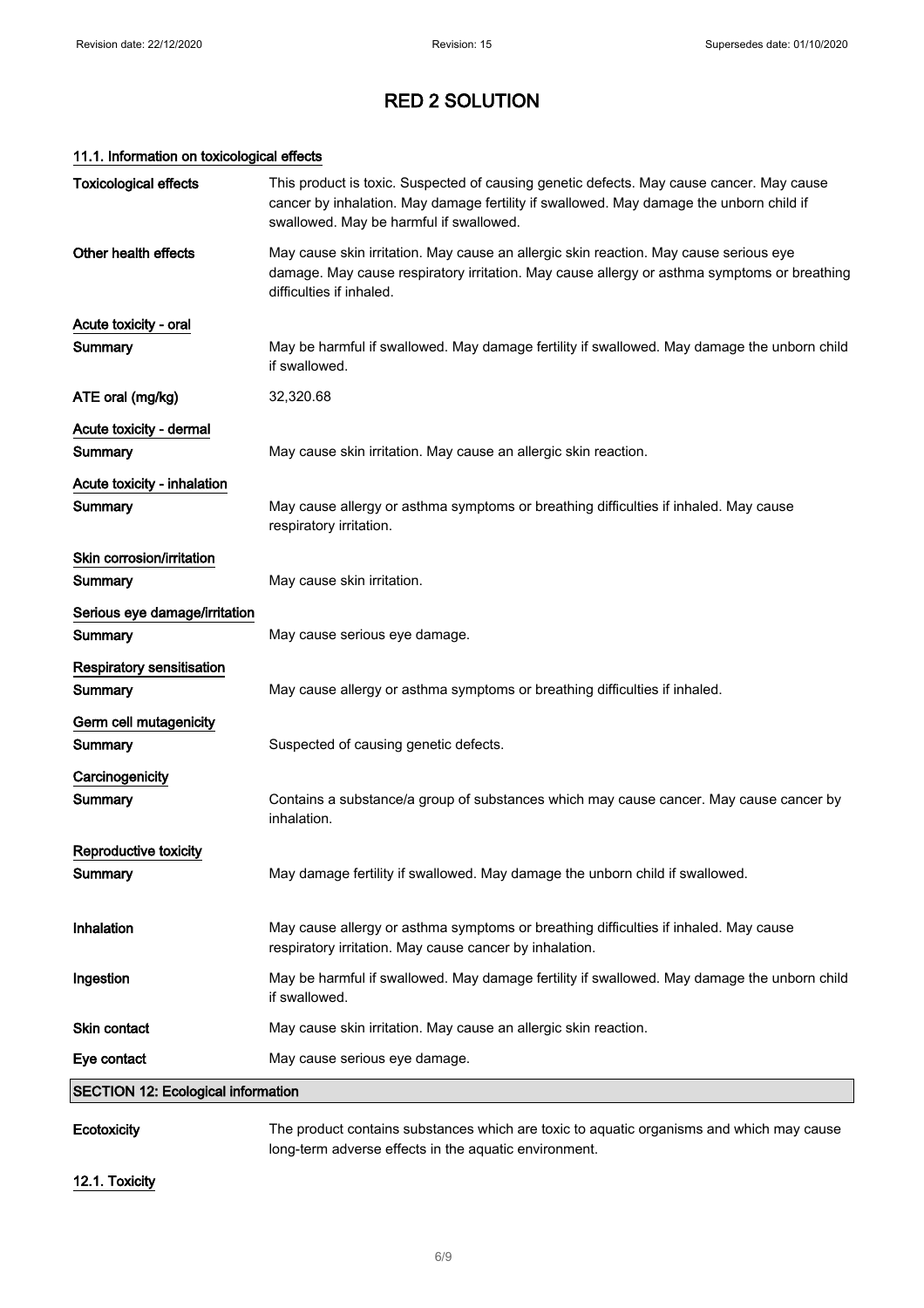# RED 2 SOLUTION

### 11.1. Information on toxicological effects

| | |
|---|---|
| **Toxicological effects** | This product is toxic. Suspected of causing genetic defects. May cause cancer. May cause cancer by inhalation. May damage fertility if swallowed. May damage the unborn child if swallowed. May be harmful if swallowed. |
| **Other health effects** | May cause skin irritation. May cause an allergic skin reaction. May cause serious eye damage. May cause respiratory irritation. May cause allergy or asthma symptoms or breathing difficulties if inhaled. |

**Acute toxicity - oral**

| | |
|---|---|
| **Summary** | May be harmful if swallowed. May damage fertility if swallowed. May damage the unborn child if swallowed. |
| **ATE oral (mg/kg)** | 32,320.68 |

**Acute toxicity - dermal**

| | |
|---|---|
| **Summary** | May cause skin irritation. May cause an allergic skin reaction. |

**Acute toxicity - inhalation**

| | |
|---|---|
| **Summary** | May cause allergy or asthma symptoms or breathing difficulties if inhaled. May cause respiratory irritation. |

**Skin corrosion/irritation**

| | |
|---|---|
| **Summary** | May cause skin irritation. |

**Serious eye damage/irritation**

| | |
|---|---|
| **Summary** | May cause serious eye damage. |

**Respiratory sensitisation**

| | |
|---|---|
| **Summary** | May cause allergy or asthma symptoms or breathing difficulties if inhaled. |

**Germ cell mutagenicity**

| | |
|---|---|
| **Summary** | Suspected of causing genetic defects. |

**Carcinogenicity**

| | |
|---|---|
| **Summary** | Contains a substance/a group of substances which may cause cancer. May cause cancer by inhalation. |

**Reproductive toxicity**

| | |
|---|---|
| **Summary** | May damage fertility if swallowed. May damage the unborn child if swallowed. |

| | |
|---|---|
| **Inhalation** | May cause allergy or asthma symptoms or breathing difficulties if inhaled. May cause respiratory irritation. May cause cancer by inhalation. |
| **Ingestion** | May be harmful if swallowed. May damage fertility if swallowed. May damage the unborn child if swallowed. |
| **Skin contact** | May cause skin irritation. May cause an allergic skin reaction. |
| **Eye contact** | May cause serious eye damage. |

## SECTION 12: Ecological information

| | |
|---|---|
| **Ecotoxicity** | The product contains substances which are toxic to aquatic organisms and which may cause long-term adverse effects in the aquatic environment. |

### 12.1. Toxicity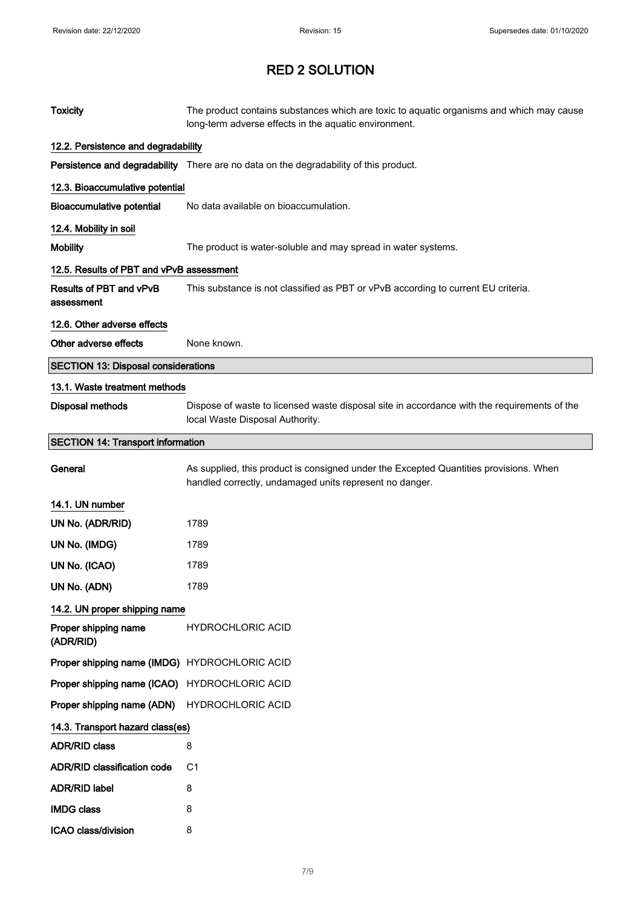# RED 2 SOLUTION

**Toxicity** The product contains substances which are toxic to aquatic organisms and which may cause long-term adverse effects in the aquatic environment.

### 12.2. Persistence and degradability

**Persistence and degradability** There are no data on the degradability of this product.

### 12.3. Bioaccumulative potential

**Bioaccumulative potential** No data available on bioaccumulation.

### 12.4. Mobility in soil

**Mobility** The product is water-soluble and may spread in water systems.

### 12.5. Results of PBT and vPvB assessment

**Results of PBT and vPvB assessment** This substance is not classified as PBT or vPvB according to current EU criteria.

### 12.6. Other adverse effects

**Other adverse effects** None known.

## SECTION 13: Disposal considerations

### 13.1. Waste treatment methods

**Disposal methods** Dispose of waste to licensed waste disposal site in accordance with the requirements of the local Waste Disposal Authority.

## SECTION 14: Transport information

**General** As supplied, this product is consigned under the Excepted Quantities provisions. When handled correctly, undamaged units represent no danger.

### 14.1. UN number

**UN No. (ADR/RID)** 1789

**UN No. (IMDG)** 1789

**UN No. (ICAO)** 1789

**UN No. (ADN)** 1789

### 14.2. UN proper shipping name

**Proper shipping name (ADR/RID)** HYDROCHLORIC ACID

**Proper shipping name (IMDG)** HYDROCHLORIC ACID

**Proper shipping name (ICAO)** HYDROCHLORIC ACID

**Proper shipping name (ADN)** HYDROCHLORIC ACID

### 14.3. Transport hazard class(es)

**ADR/RID class** 8

**ADR/RID classification code** C1

**ADR/RID label** 8

**IMDG class** 8

**ICAO class/division** 8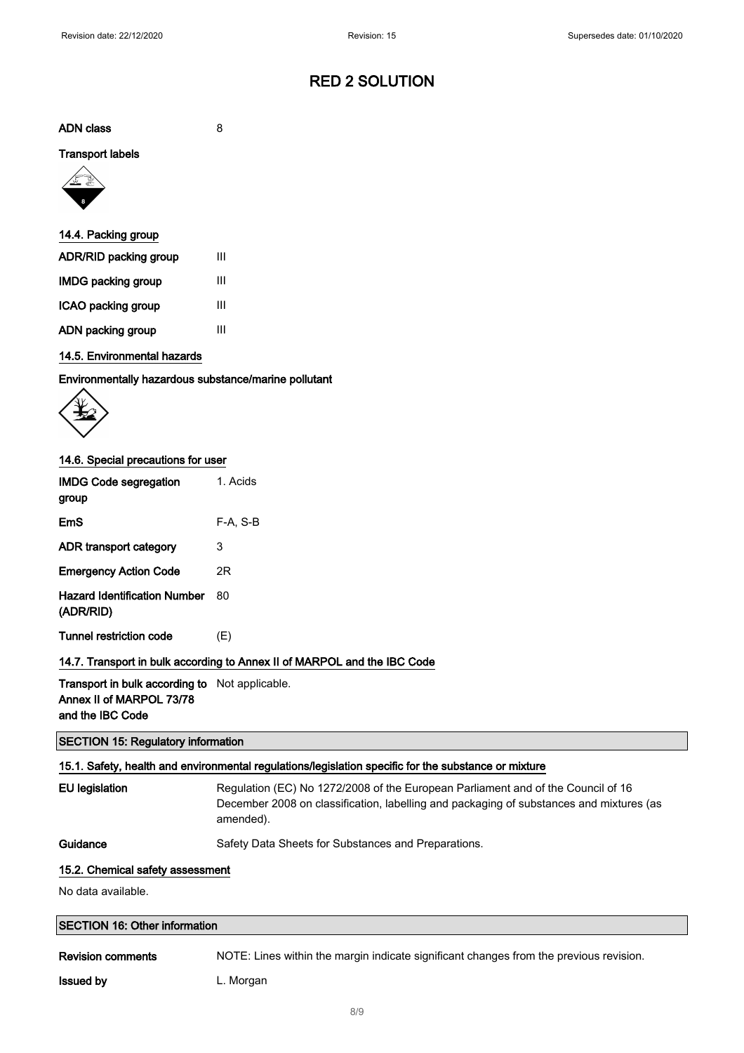# RED 2 SOLUTION

**ADN class** 8

**Transport labels**

### 14.4. Packing group

| | |
|---|---|
| **ADR/RID packing group** | III |
| **IMDG packing group** | III |
| **ICAO packing group** | III |
| **ADN packing group** | III |

### 14.5. Environmental hazards

**Environmentally hazardous substance/marine pollutant**

### 14.6. Special precautions for user

| | |
|---|---|
| **IMDG Code segregation group** | 1. Acids |
| **EmS** | F-A, S-B |
| **ADR transport category** | 3 |
| **Emergency Action Code** | 2R |
| **Hazard Identification Number (ADR/RID)** | 80 |
| **Tunnel restriction code** | (E) |

### 14.7. Transport in bulk according to Annex II of MARPOL and the IBC Code

**Transport in bulk according to Annex II of MARPOL 73/78 and the IBC Code** Not applicable.

## SECTION 15: Regulatory information

### 15.1. Safety, health and environmental regulations/legislation specific for the substance or mixture

**EU legislation** Regulation (EC) No 1272/2008 of the European Parliament and of the Council of 16 December 2008 on classification, labelling and packaging of substances and mixtures (as amended).

**Guidance** Safety Data Sheets for Substances and Preparations.

### 15.2. Chemical safety assessment

No data available.

## SECTION 16: Other information

**Revision comments** NOTE: Lines within the margin indicate significant changes from the previous revision.

**Issued by** L. Morgan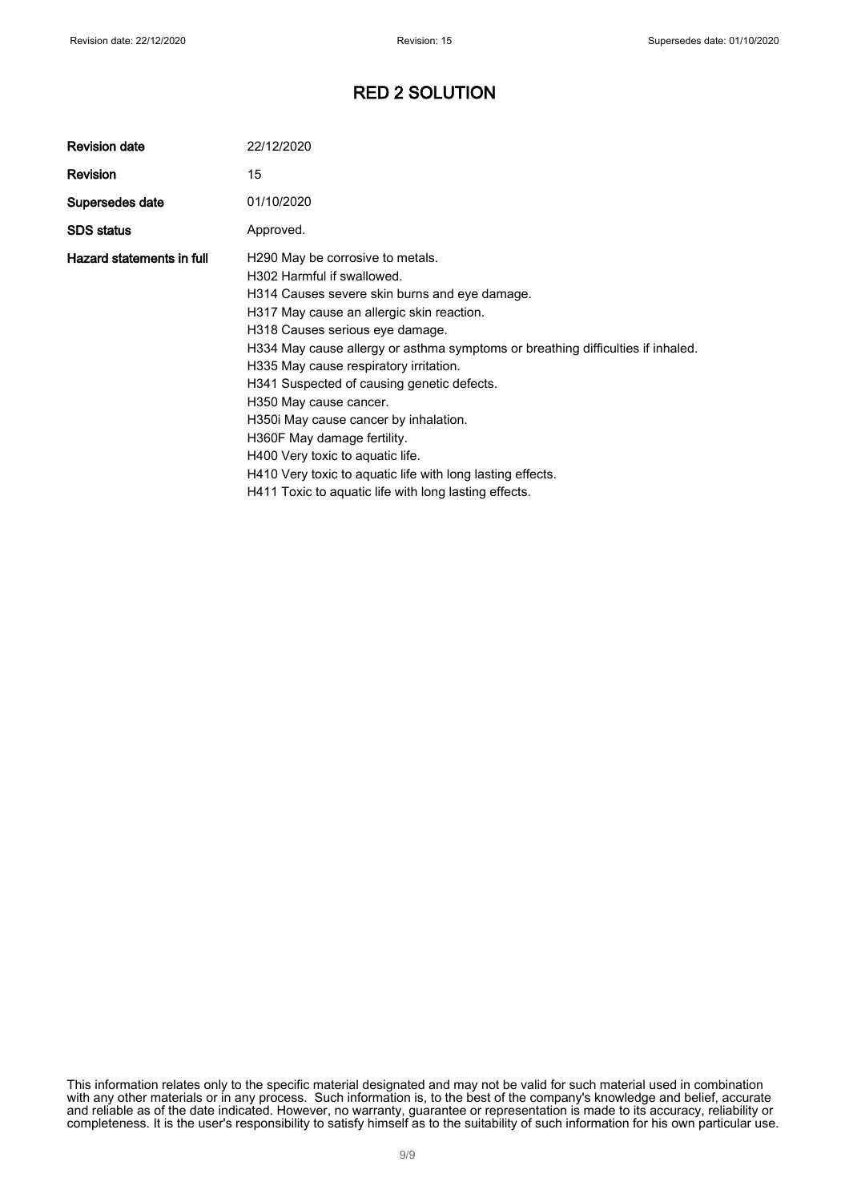# RED 2 SOLUTION

| | |
|---|---|
| **Revision date** | 22/12/2020 |
| **Revision** | 15 |
| **Supersedes date** | 01/10/2020 |
| **SDS status** | Approved. |
| **Hazard statements in full** | H290 May be corrosive to metals.<br>H302 Harmful if swallowed.<br>H314 Causes severe skin burns and eye damage.<br>H317 May cause an allergic skin reaction.<br>H318 Causes serious eye damage.<br>H334 May cause allergy or asthma symptoms or breathing difficulties if inhaled.<br>H335 May cause respiratory irritation.<br>H341 Suspected of causing genetic defects.<br>H350 May cause cancer.<br>H350i May cause cancer by inhalation.<br>H360F May damage fertility.<br>H400 Very toxic to aquatic life.<br>H410 Very toxic to aquatic life with long lasting effects.<br>H411 Toxic to aquatic life with long lasting effects. |

This information relates only to the specific material designated and may not be valid for such material used in combination with any other materials or in any process. Such information is, to the best of the company's knowledge and belief, accurate and reliable as of the date indicated. However, no warranty, guarantee or representation is made to its accuracy, reliability or completeness. It is the user's responsibility to satisfy himself as to the suitability of such information for his own particular use.